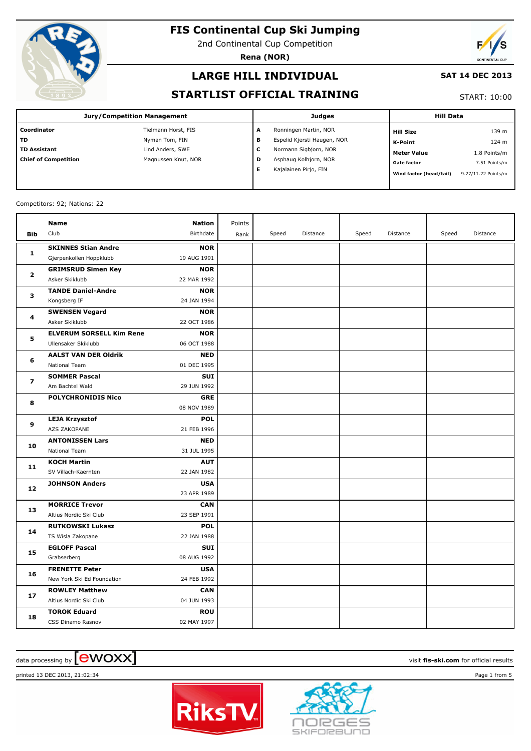# FIS Continental Cup Ski Jumping

2nd Continental Cup Competition

**Rena (NOR)**

## LARGE HILL INDIVIDUAL

**SAT 14 DEC 2013**

## STARTLIST OFFICIAL TRAINING

START: 10:00

| Jury/Competition Management | | Judges | | Hill Data | |
|---|---|---|---|---|---|
| **Coordinator** | Tielmann Horst, FIS | **A** | Ronningen Martin, NOR | **Hill Size** | 139 m |
| **TD** | Nyman Tom, FIN | **B** | Espelid Kjersti Haugen, NOR | **K-Point** | 124 m |
| **TD Assistant** | Lind Anders, SWE | **C** | Normann Sigbjorn, NOR | **Meter Value** | 1.8 Points/m |
| **Chief of Competition** | Magnussen Knut, NOR | **D** | Asphaug Kolhjorn, NOR | **Gate factor** | 7.51 Points/m |
| | | **E** | Kajalainen Pirjo, FIN | **Wind factor (head/tail)** | 9.27/11.22 Points/m |

Competitors: 92; Nations: 22

| Bib | Name / Club | Nation / Birthdate | Points / Rank | Speed | Distance | Speed | Distance | Speed | Distance |
|---|---|---|---|---|---|---|---|---|---|
| 1 | **SKINNES Stian Andre** / Gjerpenkollen Hoppklubb | **NOR** / 19 AUG 1991 | | | | | | | |
| 2 | **GRIMSRUD Simen Key** / Asker Skiklubb | **NOR** / 22 MAR 1992 | | | | | | | |
| 3 | **TANDE Daniel-Andre** / Kongsberg IF | **NOR** / 24 JAN 1994 | | | | | | | |
| 4 | **SWENSEN Vegard** / Asker Skiklubb | **NOR** / 22 OCT 1986 | | | | | | | |
| 5 | **ELVERUM SORSELL Kim Rene** / Ullensaker Skiklubb | **NOR** / 06 OCT 1988 | | | | | | | |
| 6 | **AALST VAN DER Oldrik** / National Team | **NED** / 01 DEC 1995 | | | | | | | |
| 7 | **SOMMER Pascal** / Am Bachtel Wald | **SUI** / 29 JUN 1992 | | | | | | | |
| 8 | **POLYCHRONIDIS Nico** | **GRE** / 08 NOV 1989 | | | | | | | |
| 9 | **LEJA Krzysztof** / AZS ZAKOPANE | **POL** / 21 FEB 1996 | | | | | | | |
| 10 | **ANTONISSEN Lars** / National Team | **NED** / 31 JUL 1995 | | | | | | | |
| 11 | **KOCH Martin** / SV Villach-Kaernten | **AUT** / 22 JAN 1982 | | | | | | | |
| 12 | **JOHNSON Anders** | **USA** / 23 APR 1989 | | | | | | | |
| 13 | **MORRICE Trevor** / Altius Nordic Ski Club | **CAN** / 23 SEP 1991 | | | | | | | |
| 14 | **RUTKOWSKI Lukasz** / TS Wisla Zakopane | **POL** / 22 JAN 1988 | | | | | | | |
| 15 | **EGLOFF Pascal** / Grabserberg | **SUI** / 08 AUG 1992 | | | | | | | |
| 16 | **FRENETTE Peter** / New York Ski Ed Foundation | **USA** / 24 FEB 1992 | | | | | | | |
| 17 | **ROWLEY Matthew** / Altius Nordic Ski Club | **CAN** / 04 JUN 1993 | | | | | | | |
| 18 | **TOROK Eduard** / CSS Dinamo Rasnov | **ROU** / 02 MAY 1997 | | | | | | | |

data processing by ewoxx

visit **fis-ski.com** for official results

printed 13 DEC 2013, 21:02:34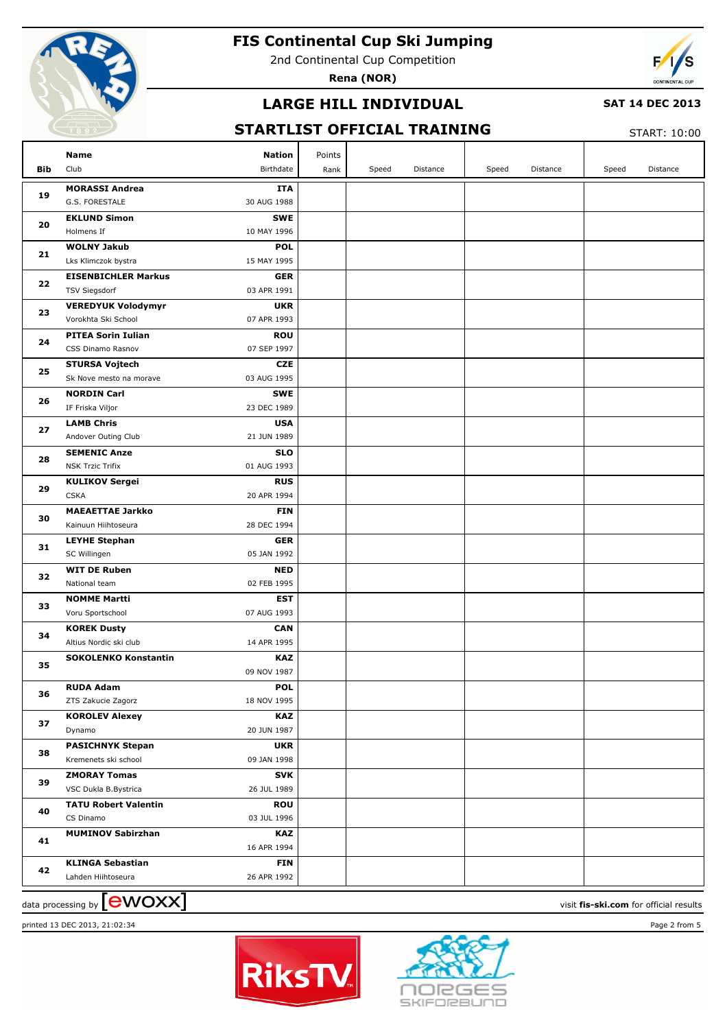# FIS Continental Cup Ski Jumping

2nd Continental Cup Competition

**Rena (NOR)**

## LARGE HILL INDIVIDUAL

**SAT 14 DEC 2013**

## STARTLIST OFFICIAL TRAINING

START: 10:00

| Bib | Name / Club | Nation / Birthdate | Points / Rank | Speed | Distance | Speed | Distance | Speed | Distance |
|---|---|---|---|---|---|---|---|---|---|
| 19 | **MORASSI Andrea** G.S. FORESTALE | **ITA** 30 AUG 1988 | | | | | | | |
| 20 | **EKLUND Simon** Holmens If | **SWE** 10 MAY 1996 | | | | | | | |
| 21 | **WOLNY Jakub** Lks Klimczok bystra | **POL** 15 MAY 1995 | | | | | | | |
| 22 | **EISENBICHLER Markus** TSV Siegsdorf | **GER** 03 APR 1991 | | | | | | | |
| 23 | **VEREDYUK Volodymyr** Vorokhta Ski School | **UKR** 07 APR 1993 | | | | | | | |
| 24 | **PITEA Sorin Iulian** CSS Dinamo Rasnov | **ROU** 07 SEP 1997 | | | | | | | |
| 25 | **STURSA Vojtech** Sk Nove mesto na morave | **CZE** 03 AUG 1995 | | | | | | | |
| 26 | **NORDIN Carl** IF Friska Viljor | **SWE** 23 DEC 1989 | | | | | | | |
| 27 | **LAMB Chris** Andover Outing Club | **USA** 21 JUN 1989 | | | | | | | |
| 28 | **SEMENIC Anze** NSK Trzic Trifix | **SLO** 01 AUG 1993 | | | | | | | |
| 29 | **KULIKOV Sergei** CSKA | **RUS** 20 APR 1994 | | | | | | | |
| 30 | **MAEAETTAE Jarkko** Kainuun Hiihtoseura | **FIN** 28 DEC 1994 | | | | | | | |
| 31 | **LEYHE Stephan** SC Willingen | **GER** 05 JAN 1992 | | | | | | | |
| 32 | **WIT DE Ruben** National team | **NED** 02 FEB 1995 | | | | | | | |
| 33 | **NOMME Martti** Voru Sportschool | **EST** 07 AUG 1993 | | | | | | | |
| 34 | **KOREK Dusty** Altius Nordic ski club | **CAN** 14 APR 1995 | | | | | | | |
| 35 | **SOKOLENKO Konstantin** | **KAZ** 09 NOV 1987 | | | | | | | |
| 36 | **RUDA Adam** ZTS Zakucie Zagorz | **POL** 18 NOV 1995 | | | | | | | |
| 37 | **KOROLEV Alexey** Dynamo | **KAZ** 20 JUN 1987 | | | | | | | |
| 38 | **PASICHNYK Stepan** Kremenets ski school | **UKR** 09 JAN 1998 | | | | | | | |
| 39 | **ZMORAY Tomas** VSC Dukla B.Bystrica | **SVK** 26 JUL 1989 | | | | | | | |
| 40 | **TATU Robert Valentin** CS Dinamo | **ROU** 03 JUL 1996 | | | | | | | |
| 41 | **MUMINOV Sabirzhan** | **KAZ** 16 APR 1994 | | | | | | | |
| 42 | **KLINGA Sebastian** Lahden Hiihtoseura | **FIN** 26 APR 1992 | | | | | | | |

data processing by ewoxx

visit **fis-ski.com** for official results

printed 13 DEC 2013, 21:02:34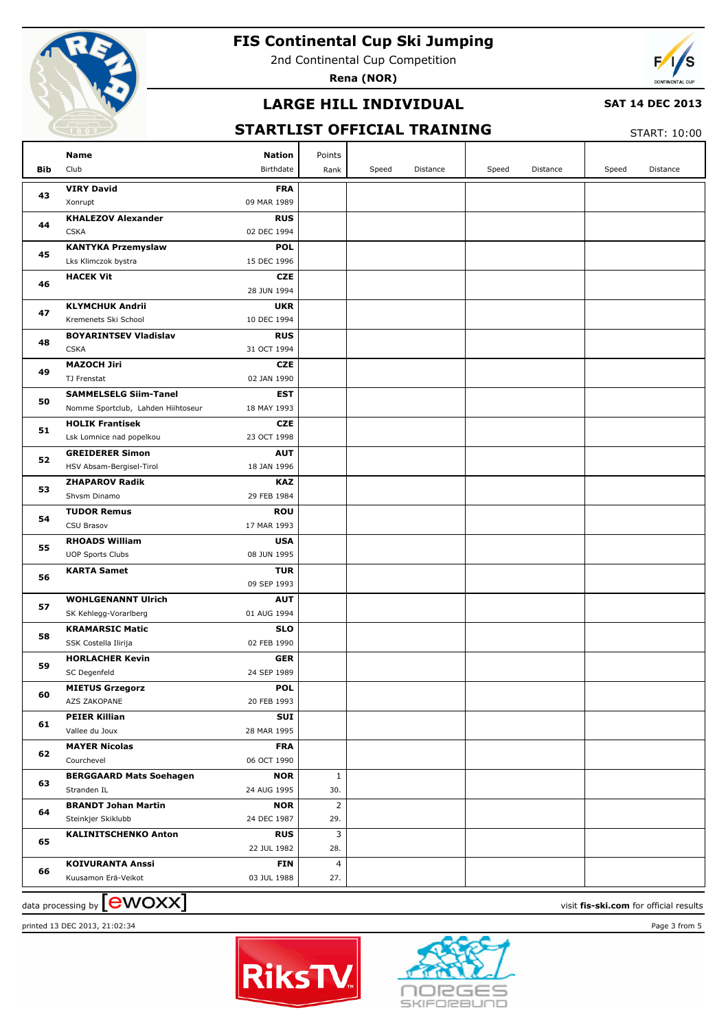# FIS Continental Cup Ski Jumping

2nd Continental Cup Competition

**Rena (NOR)**

## LARGE HILL INDIVIDUAL

**SAT 14 DEC 2013**

## STARTLIST OFFICIAL TRAINING

START: 10:00

| Bib | Name / Club | Nation / Birthdate | Points / Rank | Speed | Distance | Speed | Distance | Speed | Distance |
|---|---|---|---|---|---|---|---|---|---|
| 43 | **VIRY David**<br>Xonrupt | **FRA**<br>09 MAR 1989 | | | | | | | |
| 44 | **KHALEZOV Alexander**<br>CSKA | **RUS**<br>02 DEC 1994 | | | | | | | |
| 45 | **KANTYKA Przemyslaw**<br>Lks Klimczok bystra | **POL**<br>15 DEC 1996 | | | | | | | |
| 46 | **HACEK Vit** | **CZE**<br>28 JUN 1994 | | | | | | | |
| 47 | **KLYMCHUK Andrii**<br>Kremenets Ski School | **UKR**<br>10 DEC 1994 | | | | | | | |
| 48 | **BOYARINTSEV Vladislav**<br>CSKA | **RUS**<br>31 OCT 1994 | | | | | | | |
| 49 | **MAZOCH Jiri**<br>TJ Frenstat | **CZE**<br>02 JAN 1990 | | | | | | | |
| 50 | **SAMMELSELG Siim-Tanel**<br>Nomme Sportclub, Lahden Hiihtoseur | **EST**<br>18 MAY 1993 | | | | | | | |
| 51 | **HOLIK Frantisek**<br>Lsk Lomnice nad popelkou | **CZE**<br>23 OCT 1998 | | | | | | | |
| 52 | **GREIDERER Simon**<br>HSV Absam-Bergisel-Tirol | **AUT**<br>18 JAN 1996 | | | | | | | |
| 53 | **ZHAPAROV Radik**<br>Shvsm Dinamo | **KAZ**<br>29 FEB 1984 | | | | | | | |
| 54 | **TUDOR Remus**<br>CSU Brasov | **ROU**<br>17 MAR 1993 | | | | | | | |
| 55 | **RHOADS William**<br>UOP Sports Clubs | **USA**<br>08 JUN 1995 | | | | | | | |
| 56 | **KARTA Samet** | **TUR**<br>09 SEP 1993 | | | | | | | |
| 57 | **WOHLGENANNT Ulrich**<br>SK Kehlegg-Vorarlberg | **AUT**<br>01 AUG 1994 | | | | | | | |
| 58 | **KRAMARSIC Matic**<br>SSK Costella Ilirija | **SLO**<br>02 FEB 1990 | | | | | | | |
| 59 | **HORLACHER Kevin**<br>SC Degenfeld | **GER**<br>24 SEP 1989 | | | | | | | |
| 60 | **MIETUS Grzegorz**<br>AZS ZAKOPANE | **POL**<br>20 FEB 1993 | | | | | | | |
| 61 | **PEIER Killian**<br>Vallee du Joux | **SUI**<br>28 MAR 1995 | | | | | | | |
| 62 | **MAYER Nicolas**<br>Courchevel | **FRA**<br>06 OCT 1990 | | | | | | | |
| 63 | **BERGGAARD Mats Soehagen**<br>Stranden IL | **NOR**<br>24 AUG 1995 | 1<br>30. | | | | | | |
| 64 | **BRANDT Johan Martin**<br>Steinkjer Skiklubb | **NOR**<br>24 DEC 1987 | 2<br>29. | | | | | | |
| 65 | **KALINITSCHENKO Anton** | **RUS**<br>22 JUL 1982 | 3<br>28. | | | | | | |
| 66 | **KOIVURANTA Anssi**<br>Kuusamon Erä-Veikot | **FIN**<br>03 JUL 1988 | 4<br>27. | | | | | | |

data processing by ewoxx — visit **fis-ski.com** for official results

printed 13 DEC 2013, 21:02:34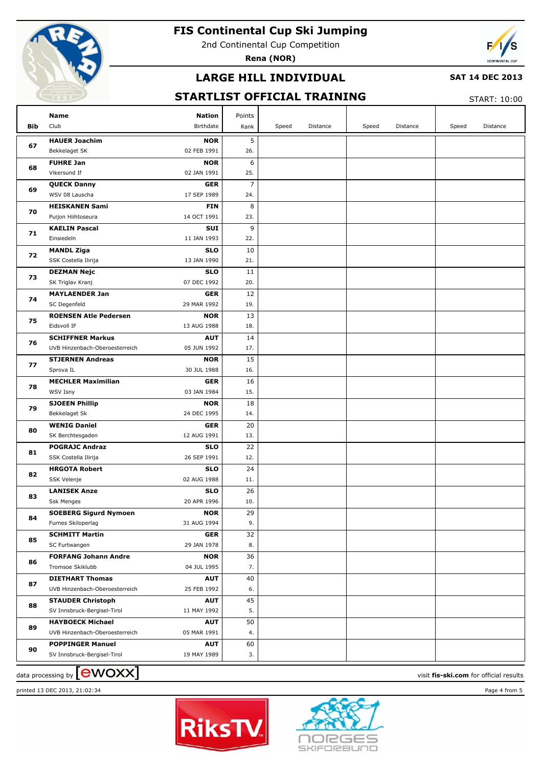# FIS Continental Cup Ski Jumping

2nd Continental Cup Competition

**Rena (NOR)**

## LARGE HILL INDIVIDUAL

**SAT 14 DEC 2013**

## STARTLIST OFFICIAL TRAINING

START: 10:00

| Bib | Name / Club | Nation / Birthdate | Points / Rank | Speed | Distance | Speed | Distance | Speed | Distance |
|---|---|---|---|---|---|---|---|---|---|
| 67 | **HAUER Joachim** Bekkelaget SK | **NOR** 02 FEB 1991 | 5 / 26. | | | | | | |
| 68 | **FUHRE Jan** Vikersund If | **NOR** 02 JAN 1991 | 6 / 25. | | | | | | |
| 69 | **QUECK Danny** WSV 08 Lauscha | **GER** 17 SEP 1989 | 7 / 24. | | | | | | |
| 70 | **HEISKANEN Sami** Puijon Hiihtoseura | **FIN** 14 OCT 1991 | 8 / 23. | | | | | | |
| 71 | **KAELIN Pascal** Einsiedeln | **SUI** 11 JAN 1993 | 9 / 22. | | | | | | |
| 72 | **MANDL Ziga** SSK Costella Ilirija | **SLO** 13 JAN 1990 | 10 / 21. | | | | | | |
| 73 | **DEZMAN Nejc** SK Triglav Kranj | **SLO** 07 DEC 1992 | 11 / 20. | | | | | | |
| 74 | **MAYLAENDER Jan** SC Degenfeld | **GER** 29 MAR 1992 | 12 / 19. | | | | | | |
| 75 | **ROENSEN Atle Pedersen** Eidsvoll IF | **NOR** 13 AUG 1988 | 13 / 18. | | | | | | |
| 76 | **SCHIFFNER Markus** UVB Hinzenbach-Oberoesterreich | **AUT** 05 JUN 1992 | 14 / 17. | | | | | | |
| 77 | **STJERNEN Andreas** Sprova IL | **NOR** 30 JUL 1988 | 15 / 16. | | | | | | |
| 78 | **MECHLER Maximilian** WSV Isny | **GER** 03 JAN 1984 | 16 / 15. | | | | | | |
| 79 | **SJOEEN Phillip** Bekkelaget Sk | **NOR** 24 DEC 1995 | 18 / 14. | | | | | | |
| 80 | **WENIG Daniel** SK Berchtesgaden | **GER** 12 AUG 1991 | 20 / 13. | | | | | | |
| 81 | **POGRAJC Andraz** SSK Costella Ilirija | **SLO** 26 SEP 1991 | 22 / 12. | | | | | | |
| 82 | **HRGOTA Robert** SSK Velenje | **SLO** 02 AUG 1988 | 24 / 11. | | | | | | |
| 83 | **LANISEK Anze** Ssk Menges | **SLO** 20 APR 1996 | 26 / 10. | | | | | | |
| 84 | **SOEBERG Sigurd Nymoen** Furnes Skiloperlag | **NOR** 31 AUG 1994 | 29 / 9. | | | | | | |
| 85 | **SCHMITT Martin** SC Furtwangen | **GER** 29 JAN 1978 | 32 / 8. | | | | | | |
| 86 | **FORFANG Johann Andre** Tromsoe Skiklubb | **NOR** 04 JUL 1995 | 36 / 7. | | | | | | |
| 87 | **DIETHART Thomas** UVB Hinzenbach-Oberoesterreich | **AUT** 25 FEB 1992 | 40 / 6. | | | | | | |
| 88 | **STAUDER Christoph** SV Innsbruck-Bergisel-Tirol | **AUT** 11 MAY 1992 | 45 / 5. | | | | | | |
| 89 | **HAYBOECK Michael** UVB Hinzenbach-Oberoesterreich | **AUT** 05 MAR 1991 | 50 / 4. | | | | | | |
| 90 | **POPPINGER Manuel** SV Innsbruck-Bergisel-Tirol | **AUT** 19 MAY 1989 | 60 / 3. | | | | | | |

data processing by ewoxx — visit **fis-ski.com** for official results

printed 13 DEC 2013, 21:02:34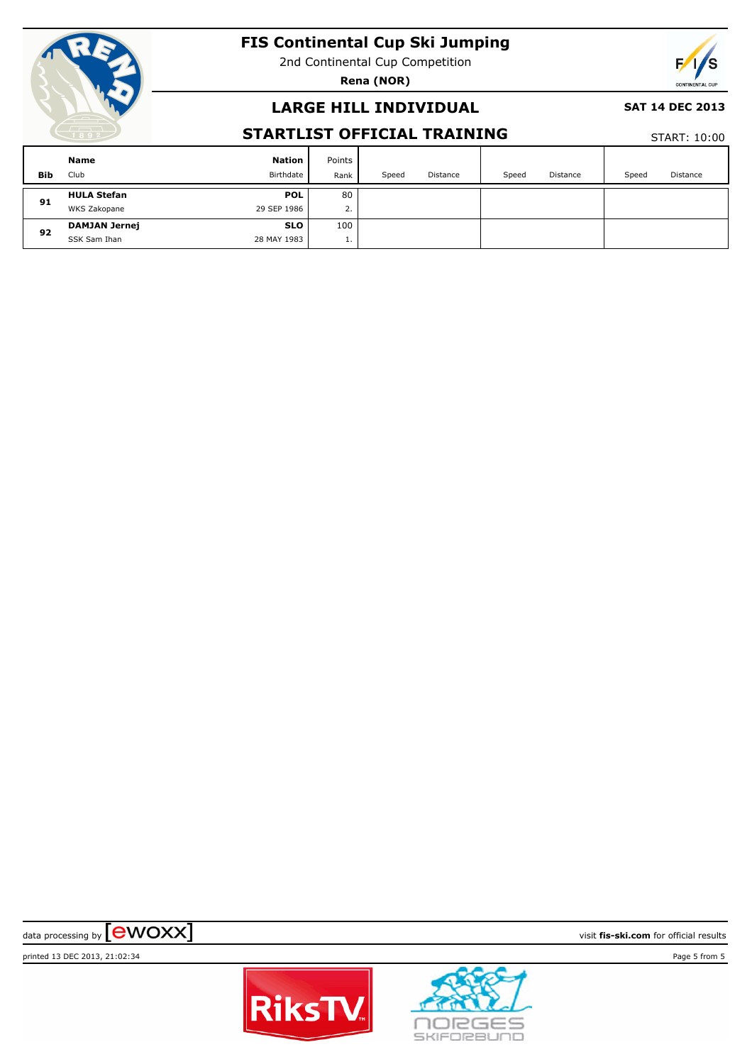# FIS Continental Cup Ski Jumping

2nd Continental Cup Competition

**Rena (NOR)**

## LARGE HILL INDIVIDUAL

**SAT 14 DEC 2013**

## STARTLIST OFFICIAL TRAINING

START: 10:00

| Bib | Name / Club | Nation / Birthdate | Points / Rank | Speed | Distance | Speed | Distance | Speed | Distance |
|---|---|---|---|---|---|---|---|---|---|
| 91 | **HULA Stefan** WKS Zakopane | **POL** 29 SEP 1986 | 80 2. | | | | | | |
| 92 | **DAMJAN Jernej** SSK Sam Ihan | **SLO** 28 MAY 1983 | 100 1. | | | | | | |

data processing by [ewoxx] visit **fis-ski.com** for official results

printed 13 DEC 2013, 21:02:34